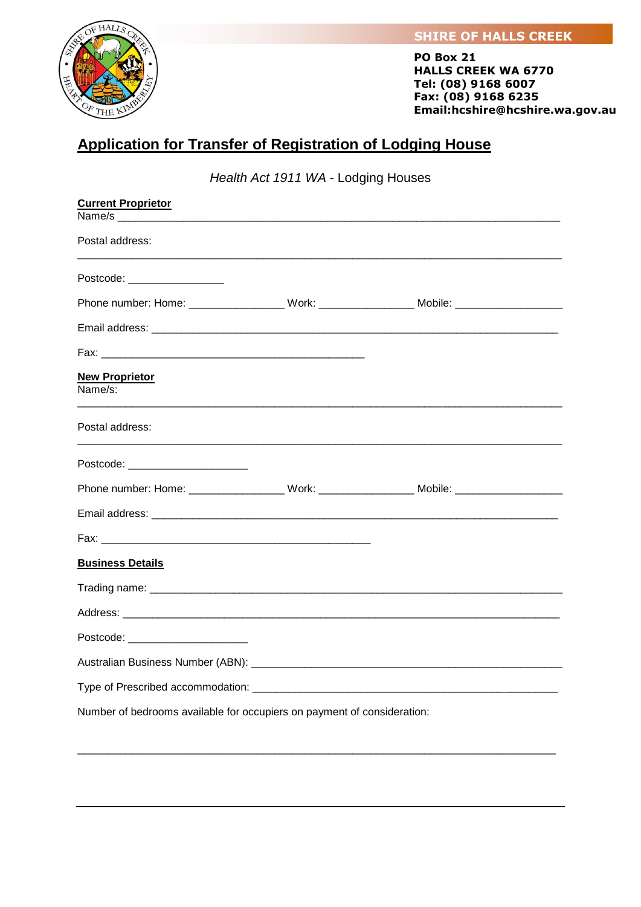**SHIRE OF HALLS CREEK**

**PO Box 21**
**HALLS CREEK WA 6770**
**Tel: (08) 9168 6007**
**Fax: (08) 9168 6235**
**Email:hcshire@hcshire.wa.gov.au**

# Application for Transfer of Registration of Lodging House

*Health Act 1911 WA* - Lodging Houses

**Current Proprietor**

Name/s ___________________________________________________________________________

Postal address:

___________________________________________________________________________

Postcode: ________________

Phone number: Home: ________________ Work: ________________ Mobile: ___________________

Email address: ___________________________________________________________________________

Fax: _____________________________________________

**New Proprietor**

Name/s:

___________________________________________________________________________

Postal address:

___________________________________________________________________________

Postcode: ____________________

Phone number: Home: ________________ Work: ________________ Mobile: ___________________

Email address: ___________________________________________________________________________

Fax: _____________________________________________

**Business Details**

Trading name: ___________________________________________________________________________

Address: ___________________________________________________________________________

Postcode: ____________________

Australian Business Number (ABN): _____________________________________________________

Type of Prescribed accommodation: ____________________________________________________

Number of bedrooms available for occupiers on payment of consideration:

___________________________________________________________________________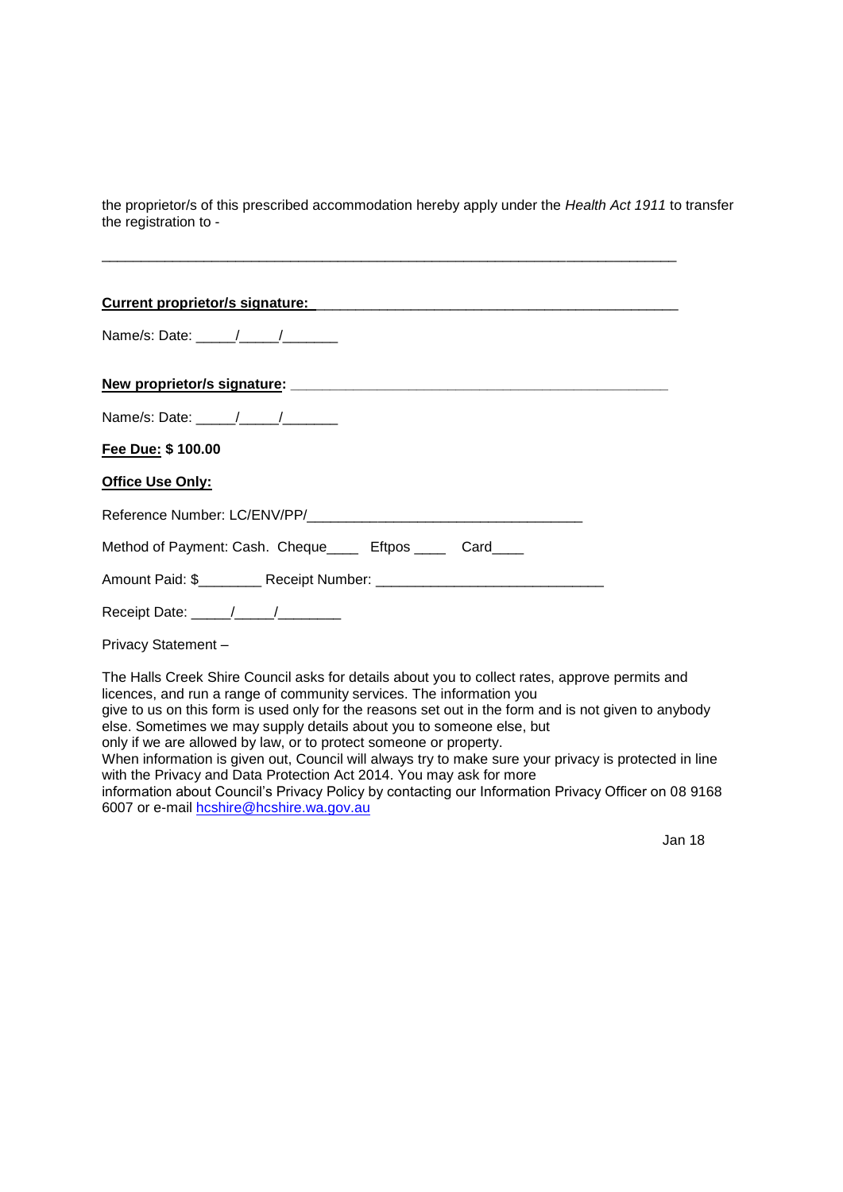the proprietor/s of this prescribed accommodation hereby apply under the *Health Act 1911* to transfer the registration to -

___________________________________________________________________________

**Current proprietor/s signature:** ______________________________________________

Name/s: Date: _____/_____/_______

**New proprietor/s signature:** ______________________________________________

Name/s: Date: _____/_____/_______

**Fee Due: $ 100.00**

**Office Use Only:**

Reference Number: LC/ENV/PP/___________________________________

Method of Payment: Cash. Cheque____ Eftpos ____ Card____

Amount Paid: $________ Receipt Number: _____________________________

Receipt Date: _____/_____/________

Privacy Statement –

The Halls Creek Shire Council asks for details about you to collect rates, approve permits and licences, and run a range of community services. The information you give to us on this form is used only for the reasons set out in the form and is not given to anybody else. Sometimes we may supply details about you to someone else, but only if we are allowed by law, or to protect someone or property.
When information is given out, Council will always try to make sure your privacy is protected in line with the Privacy and Data Protection Act 2014. You may ask for more information about Council's Privacy Policy by contacting our Information Privacy Officer on 08 9168 6007 or e-mail hcshire@hcshire.wa.gov.au

Jan 18